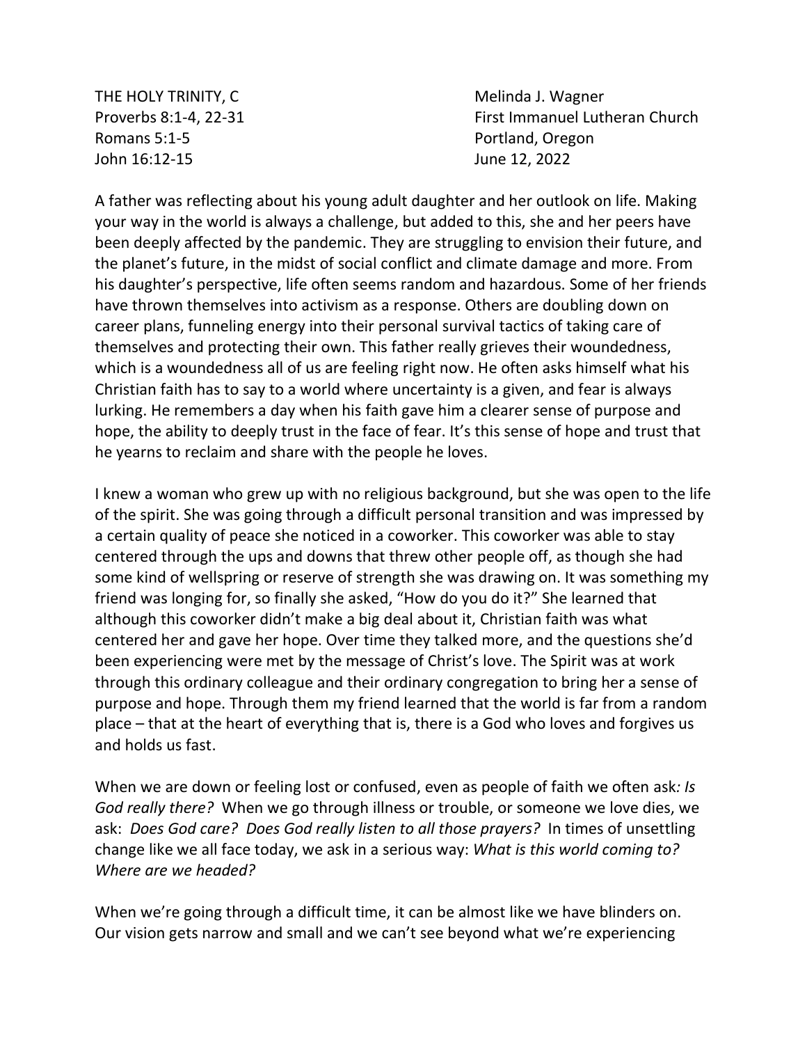THE HOLY TRINITY, C
Proverbs 8:1-4, 22-31
Romans 5:1-5
John 16:12-15

Melinda J. Wagner
First Immanuel Lutheran Church
Portland, Oregon
June 12, 2022

A father was reflecting about his young adult daughter and her outlook on life. Making your way in the world is always a challenge, but added to this, she and her peers have been deeply affected by the pandemic. They are struggling to envision their future, and the planet's future, in the midst of social conflict and climate damage and more. From his daughter's perspective, life often seems random and hazardous. Some of her friends have thrown themselves into activism as a response. Others are doubling down on career plans, funneling energy into their personal survival tactics of taking care of themselves and protecting their own. This father really grieves their woundedness, which is a woundedness all of us are feeling right now. He often asks himself what his Christian faith has to say to a world where uncertainty is a given, and fear is always lurking. He remembers a day when his faith gave him a clearer sense of purpose and hope, the ability to deeply trust in the face of fear. It's this sense of hope and trust that he yearns to reclaim and share with the people he loves.

I knew a woman who grew up with no religious background, but she was open to the life of the spirit. She was going through a difficult personal transition and was impressed by a certain quality of peace she noticed in a coworker. This coworker was able to stay centered through the ups and downs that threw other people off, as though she had some kind of wellspring or reserve of strength she was drawing on. It was something my friend was longing for, so finally she asked, "How do you do it?" She learned that although this coworker didn't make a big deal about it, Christian faith was what centered her and gave her hope. Over time they talked more, and the questions she'd been experiencing were met by the message of Christ's love. The Spirit was at work through this ordinary colleague and their ordinary congregation to bring her a sense of purpose and hope. Through them my friend learned that the world is far from a random place – that at the heart of everything that is, there is a God who loves and forgives us and holds us fast.

When we are down or feeling lost or confused, even as people of faith we often ask*: Is God really there?* When we go through illness or trouble, or someone we love dies, we ask: *Does God care? Does God really listen to all those prayers?* In times of unsettling change like we all face today, we ask in a serious way: *What is this world coming to? Where are we headed?*

When we're going through a difficult time, it can be almost like we have blinders on. Our vision gets narrow and small and we can't see beyond what we're experiencing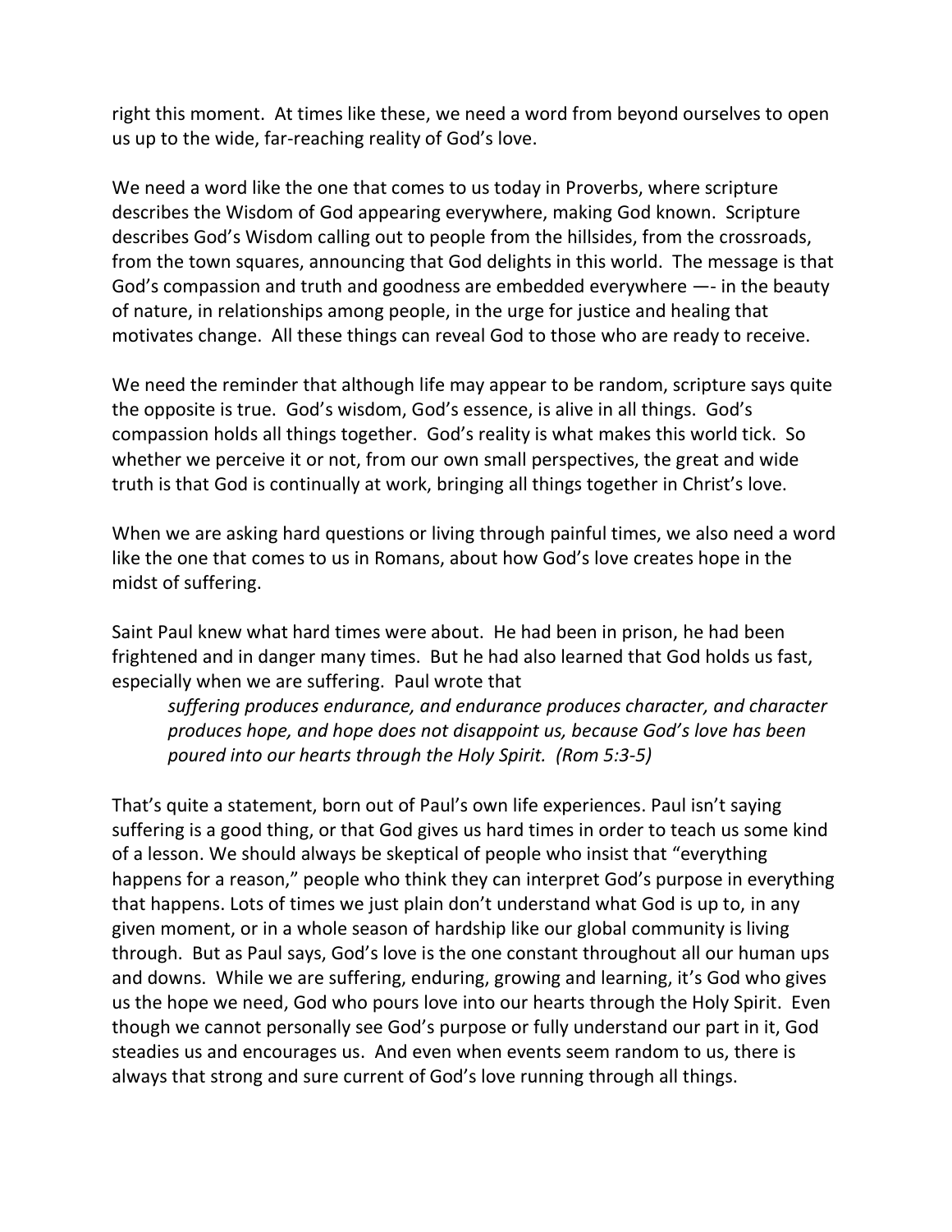right this moment. At times like these, we need a word from beyond ourselves to open us up to the wide, far-reaching reality of God's love.

We need a word like the one that comes to us today in Proverbs, where scripture describes the Wisdom of God appearing everywhere, making God known. Scripture describes God's Wisdom calling out to people from the hillsides, from the crossroads, from the town squares, announcing that God delights in this world. The message is that God's compassion and truth and goodness are embedded everywhere —- in the beauty of nature, in relationships among people, in the urge for justice and healing that motivates change. All these things can reveal God to those who are ready to receive.

We need the reminder that although life may appear to be random, scripture says quite the opposite is true. God's wisdom, God's essence, is alive in all things. God's compassion holds all things together. God's reality is what makes this world tick. So whether we perceive it or not, from our own small perspectives, the great and wide truth is that God is continually at work, bringing all things together in Christ's love.

When we are asking hard questions or living through painful times, we also need a word like the one that comes to us in Romans, about how God's love creates hope in the midst of suffering.

Saint Paul knew what hard times were about. He had been in prison, he had been frightened and in danger many times. But he had also learned that God holds us fast, especially when we are suffering. Paul wrote that

> *suffering produces endurance, and endurance produces character, and character produces hope, and hope does not disappoint us, because God's love has been poured into our hearts through the Holy Spirit. (Rom 5:3-5)*

That's quite a statement, born out of Paul's own life experiences. Paul isn't saying suffering is a good thing, or that God gives us hard times in order to teach us some kind of a lesson. We should always be skeptical of people who insist that "everything happens for a reason," people who think they can interpret God's purpose in everything that happens. Lots of times we just plain don't understand what God is up to, in any given moment, or in a whole season of hardship like our global community is living through. But as Paul says, God's love is the one constant throughout all our human ups and downs. While we are suffering, enduring, growing and learning, it's God who gives us the hope we need, God who pours love into our hearts through the Holy Spirit. Even though we cannot personally see God's purpose or fully understand our part in it, God steadies us and encourages us. And even when events seem random to us, there is always that strong and sure current of God's love running through all things.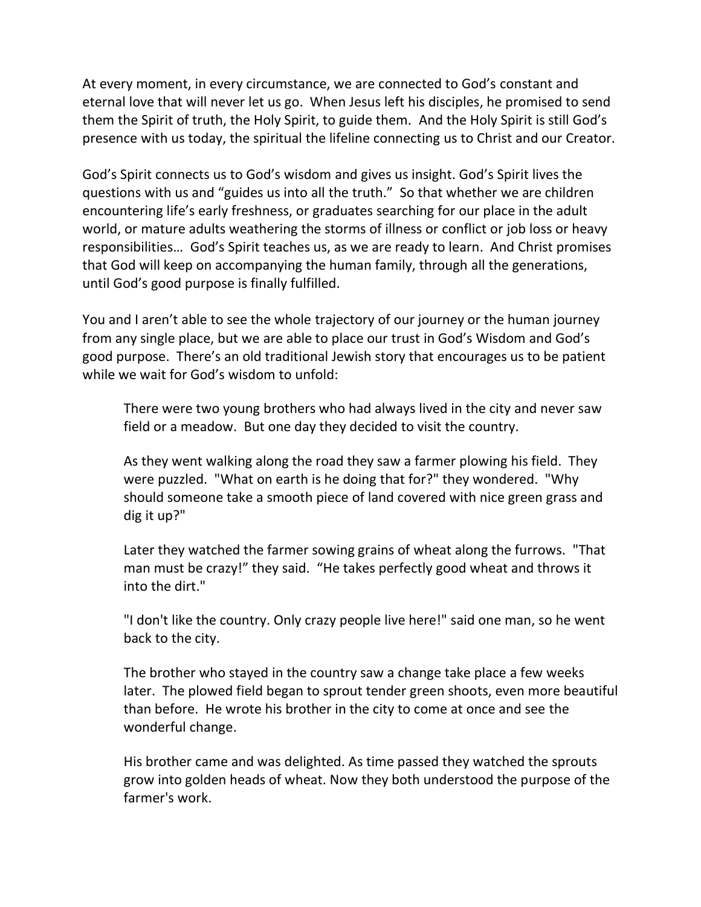At every moment, in every circumstance, we are connected to God's constant and eternal love that will never let us go. When Jesus left his disciples, he promised to send them the Spirit of truth, the Holy Spirit, to guide them. And the Holy Spirit is still God's presence with us today, the spiritual the lifeline connecting us to Christ and our Creator.

God's Spirit connects us to God's wisdom and gives us insight. God's Spirit lives the questions with us and "guides us into all the truth." So that whether we are children encountering life's early freshness, or graduates searching for our place in the adult world, or mature adults weathering the storms of illness or conflict or job loss or heavy responsibilities… God's Spirit teaches us, as we are ready to learn. And Christ promises that God will keep on accompanying the human family, through all the generations, until God's good purpose is finally fulfilled.

You and I aren't able to see the whole trajectory of our journey or the human journey from any single place, but we are able to place our trust in God's Wisdom and God's good purpose. There's an old traditional Jewish story that encourages us to be patient while we wait for God's wisdom to unfold:

> There were two young brothers who had always lived in the city and never saw field or a meadow. But one day they decided to visit the country.
>
> As they went walking along the road they saw a farmer plowing his field. They were puzzled. "What on earth is he doing that for?" they wondered. "Why should someone take a smooth piece of land covered with nice green grass and dig it up?"
>
> Later they watched the farmer sowing grains of wheat along the furrows. "That man must be crazy!" they said. "He takes perfectly good wheat and throws it into the dirt."
>
> "I don't like the country. Only crazy people live here!" said one man, so he went back to the city.
>
> The brother who stayed in the country saw a change take place a few weeks later. The plowed field began to sprout tender green shoots, even more beautiful than before. He wrote his brother in the city to come at once and see the wonderful change.
>
> His brother came and was delighted. As time passed they watched the sprouts grow into golden heads of wheat. Now they both understood the purpose of the farmer's work.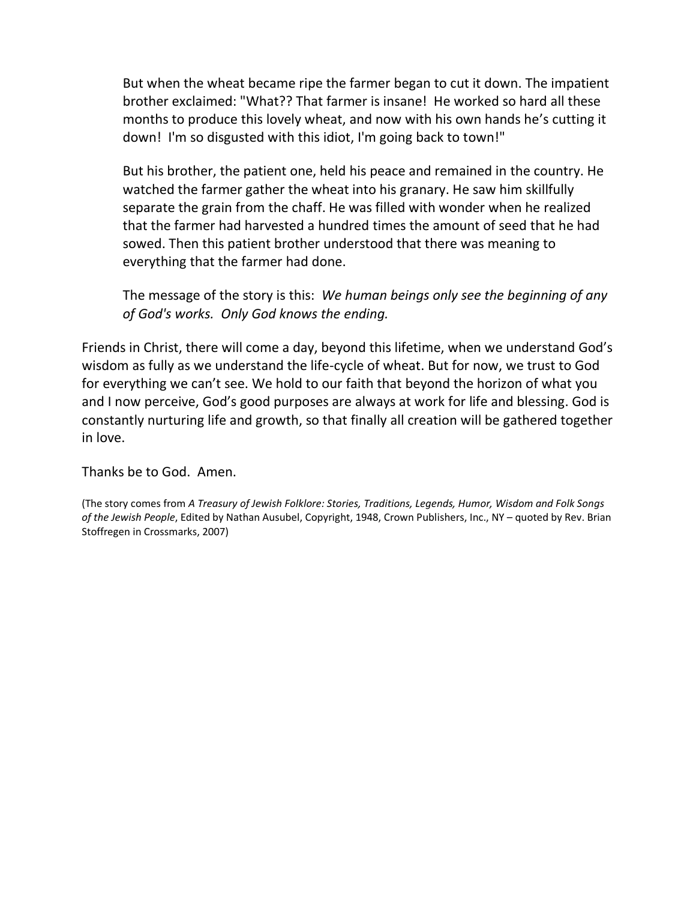> But when the wheat became ripe the farmer began to cut it down. The impatient brother exclaimed: "What?? That farmer is insane! He worked so hard all these months to produce this lovely wheat, and now with his own hands he's cutting it down! I'm so disgusted with this idiot, I'm going back to town!"
>
> But his brother, the patient one, held his peace and remained in the country. He watched the farmer gather the wheat into his granary. He saw him skillfully separate the grain from the chaff. He was filled with wonder when he realized that the farmer had harvested a hundred times the amount of seed that he had sowed. Then this patient brother understood that there was meaning to everything that the farmer had done.
>
> The message of the story is this: *We human beings only see the beginning of any of God's works. Only God knows the ending.*

Friends in Christ, there will come a day, beyond this lifetime, when we understand God's wisdom as fully as we understand the life-cycle of wheat. But for now, we trust to God for everything we can't see. We hold to our faith that beyond the horizon of what you and I now perceive, God's good purposes are always at work for life and blessing. God is constantly nurturing life and growth, so that finally all creation will be gathered together in love.

Thanks be to God. Amen.

(The story comes from *A Treasury of Jewish Folklore: Stories, Traditions, Legends, Humor, Wisdom and Folk Songs of the Jewish People*, Edited by Nathan Ausubel, Copyright, 1948, Crown Publishers, Inc., NY – quoted by Rev. Brian Stoffregen in Crossmarks, 2007)